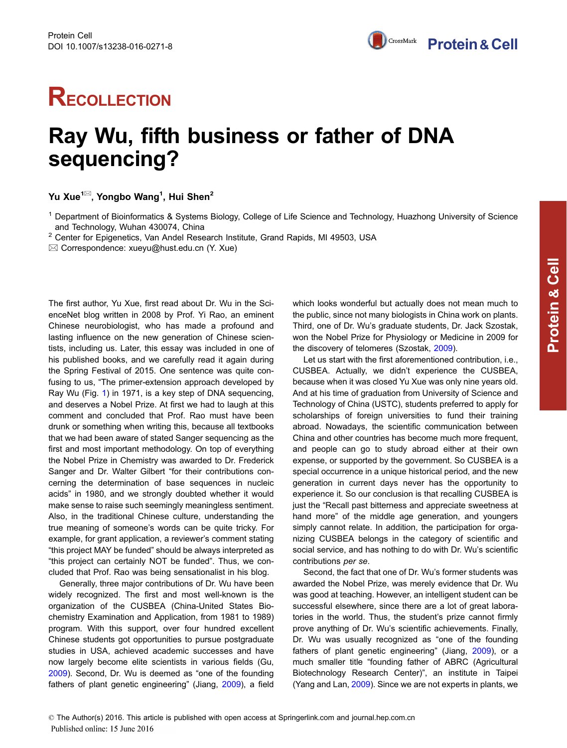# RECOLLECTION

# Ray Wu, fifth business or father of DNA sequencing?

**Yu Xue[1✉], Yongbo Wang[1], Hui Shen[2]**

[1] Department of Bioinformatics & Systems Biology, College of Life Science and Technology, Huazhong University of Science and Technology, Wuhan 430074, China

[2] Center for Epigenetics, Van Andel Research Institute, Grand Rapids, MI 49503, USA

✉ Correspondence: xueyu@hust.edu.cn (Y. Xue)

The first author, Yu Xue, first read about Dr. Wu in the ScienceNet blog written in 2008 by Prof. Yi Rao, an eminent Chinese neurobiologist, who has made a profound and lasting influence on the new generation of Chinese scientists, including us. Later, this essay was included in one of his published books, and we carefully read it again during the Spring Festival of 2015. One sentence was quite confusing to us, "The primer-extension approach developed by Ray Wu (Fig. 1) in 1971, is a key step of DNA sequencing, and deserves a Nobel Prize. At first we had to laugh at this comment and concluded that Prof. Rao must have been drunk or something when writing this, because all textbooks that we had been aware of stated Sanger sequencing as the first and most important methodology. On top of everything the Nobel Prize in Chemistry was awarded to Dr. Frederick Sanger and Dr. Walter Gilbert "for their contributions concerning the determination of base sequences in nucleic acids" in 1980, and we strongly doubted whether it would make sense to raise such seemingly meaningless sentiment. Also, in the traditional Chinese culture, understanding the true meaning of someone's words can be quite tricky. For example, for grant application, a reviewer's comment stating "this project MAY be funded" should be always interpreted as "this project can certainly NOT be funded". Thus, we concluded that Prof. Rao was being sensationalist in his blog.

Generally, three major contributions of Dr. Wu have been widely recognized. The first and most well-known is the organization of the CUSBEA (China-United States Biochemistry Examination and Application, from 1981 to 1989) program. With this support, over four hundred excellent Chinese students got opportunities to pursue postgraduate studies in USA, achieved academic successes and have now largely become elite scientists in various fields (Gu, 2009). Second, Dr. Wu is deemed as "one of the founding fathers of plant genetic engineering" (Jiang, 2009), a field which looks wonderful but actually does not mean much to the public, since not many biologists in China work on plants. Third, one of Dr. Wu's graduate students, Dr. Jack Szostak, won the Nobel Prize for Physiology or Medicine in 2009 for the discovery of telomeres (Szostak, 2009).

Let us start with the first aforementioned contribution, i.e., CUSBEA. Actually, we didn't experience the CUSBEA, because when it was closed Yu Xue was only nine years old. And at his time of graduation from University of Science and Technology of China (USTC), students preferred to apply for scholarships of foreign universities to fund their training abroad. Nowadays, the scientific communication between China and other countries has become much more frequent, and people can go to study abroad either at their own expense, or supported by the government. So CUSBEA is a special occurrence in a unique historical period, and the new generation in current days never has the opportunity to experience it. So our conclusion is that recalling CUSBEA is just the "Recall past bitterness and appreciate sweetness at hand more" of the middle age generation, and youngers simply cannot relate. In addition, the participation for organizing CUSBEA belongs in the category of scientific and social service, and has nothing to do with Dr. Wu's scientific contributions *per se*.

Second, the fact that one of Dr. Wu's former students was awarded the Nobel Prize, was merely evidence that Dr. Wu was good at teaching. However, an intelligent student can be successful elsewhere, since there are a lot of great laboratories in the world. Thus, the student's prize cannot firmly prove anything of Dr. Wu's scientific achievements. Finally, Dr. Wu was usually recognized as "one of the founding fathers of plant genetic engineering" (Jiang, 2009), or a much smaller title "founding father of ABRC (Agricultural Biotechnology Research Center)", an institute in Taipei (Yang and Lan, 2009). Since we are not experts in plants, we

© The Author(s) 2016. This article is published with open access at Springerlink.com and journal.hep.com.cn

Published online: 15 June 2016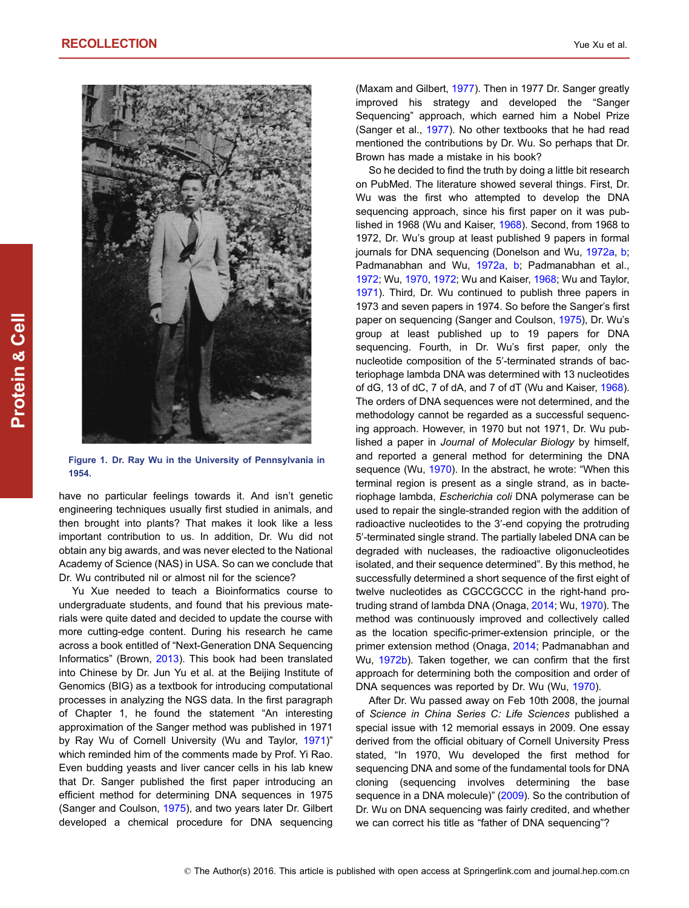Figure 1. Dr. Ray Wu in the University of Pennsylvania in 1954.

have no particular feelings towards it. And isn't genetic engineering techniques usually first studied in animals, and then brought into plants? That makes it look like a less important contribution to us. In addition, Dr. Wu did not obtain any big awards, and was never elected to the National Academy of Science (NAS) in USA. So can we conclude that Dr. Wu contributed nil or almost nil for the science?

Yu Xue needed to teach a Bioinformatics course to undergraduate students, and found that his previous materials were quite dated and decided to update the course with more cutting-edge content. During his research he came across a book entitled of "Next-Generation DNA Sequencing Informatics" (Brown, 2013). This book had been translated into Chinese by Dr. Jun Yu et al. at the Beijing Institute of Genomics (BIG) as a textbook for introducing computational processes in analyzing the NGS data. In the first paragraph of Chapter 1, he found the statement "An interesting approximation of the Sanger method was published in 1971 by Ray Wu of Cornell University (Wu and Taylor, 1971)" which reminded him of the comments made by Prof. Yi Rao. Even budding yeasts and liver cancer cells in his lab knew that Dr. Sanger published the first paper introducing an efficient method for determining DNA sequences in 1975 (Sanger and Coulson, 1975), and two years later Dr. Gilbert developed a chemical procedure for DNA sequencing (Maxam and Gilbert, 1977). Then in 1977 Dr. Sanger greatly improved his strategy and developed the "Sanger Sequencing" approach, which earned him a Nobel Prize (Sanger et al., 1977). No other textbooks that he had read mentioned the contributions by Dr. Wu. So perhaps that Dr. Brown has made a mistake in his book?

So he decided to find the truth by doing a little bit research on PubMed. The literature showed several things. First, Dr. Wu was the first who attempted to develop the DNA sequencing approach, since his first paper on it was published in 1968 (Wu and Kaiser, 1968). Second, from 1968 to 1972, Dr. Wu's group at least published 9 papers in formal journals for DNA sequencing (Donelson and Wu, 1972a, b; Padmanabhan and Wu, 1972a, b; Padmanabhan et al., 1972; Wu, 1970, 1972; Wu and Kaiser, 1968; Wu and Taylor, 1971). Third, Dr. Wu continued to publish three papers in 1973 and seven papers in 1974. So before the Sanger's first paper on sequencing (Sanger and Coulson, 1975), Dr. Wu's group at least published up to 19 papers for DNA sequencing. Fourth, in Dr. Wu's first paper, only the nucleotide composition of the 5′-terminated strands of bacteriophage lambda DNA was determined with 13 nucleotides of dG, 13 of dC, 7 of dA, and 7 of dT (Wu and Kaiser, 1968). The orders of DNA sequences were not determined, and the methodology cannot be regarded as a successful sequencing approach. However, in 1970 but not 1971, Dr. Wu published a paper in *Journal of Molecular Biology* by himself, and reported a general method for determining the DNA sequence (Wu, 1970). In the abstract, he wrote: "When this terminal region is present as a single strand, as in bacteriophage lambda, *Escherichia coli* DNA polymerase can be used to repair the single-stranded region with the addition of radioactive nucleotides to the 3′-end copying the protruding 5′-terminated single strand. The partially labeled DNA can be degraded with nucleases, the radioactive oligonucleotides isolated, and their sequence determined". By this method, he successfully determined a short sequence of the first eight of twelve nucleotides as CGCCGCCC in the right-hand protruding strand of lambda DNA (Onaga, 2014; Wu, 1970). The method was continuously improved and collectively called as the location specific-primer-extension principle, or the primer extension method (Onaga, 2014; Padmanabhan and Wu, 1972b). Taken together, we can confirm that the first approach for determining both the composition and order of DNA sequences was reported by Dr. Wu (Wu, 1970).

After Dr. Wu passed away on Feb 10th 2008, the journal of *Science in China Series C: Life Sciences* published a special issue with 12 memorial essays in 2009. One essay derived from the official obituary of Cornell University Press stated, "In 1970, Wu developed the first method for sequencing DNA and some of the fundamental tools for DNA cloning (sequencing involves determining the base sequence in a DNA molecule)" (2009). So the contribution of Dr. Wu on DNA sequencing was fairly credited, and whether we can correct his title as "father of DNA sequencing"?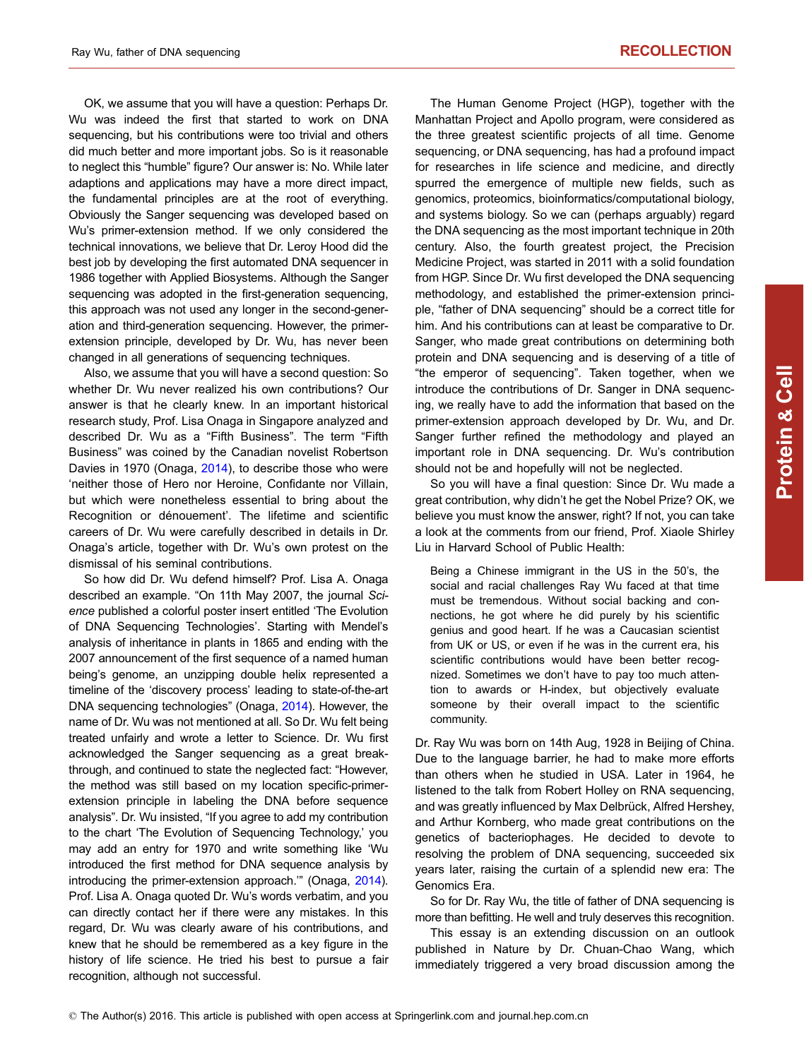OK, we assume that you will have a question: Perhaps Dr. Wu was indeed the first that started to work on DNA sequencing, but his contributions were too trivial and others did much better and more important jobs. So is it reasonable to neglect this "humble" figure? Our answer is: No. While later adaptions and applications may have a more direct impact, the fundamental principles are at the root of everything. Obviously the Sanger sequencing was developed based on Wu's primer-extension method. If we only considered the technical innovations, we believe that Dr. Leroy Hood did the best job by developing the first automated DNA sequencer in 1986 together with Applied Biosystems. Although the Sanger sequencing was adopted in the first-generation sequencing, this approach was not used any longer in the second-generation and third-generation sequencing. However, the primer-extension principle, developed by Dr. Wu, has never been changed in all generations of sequencing techniques.

Also, we assume that you will have a second question: So whether Dr. Wu never realized his own contributions? Our answer is that he clearly knew. In an important historical research study, Prof. Lisa Onaga in Singapore analyzed and described Dr. Wu as a "Fifth Business". The term "Fifth Business" was coined by the Canadian novelist Robertson Davies in 1970 (Onaga, 2014), to describe those who were 'neither those of Hero nor Heroine, Confidante nor Villain, but which were nonetheless essential to bring about the Recognition or dénouement'. The lifetime and scientific careers of Dr. Wu were carefully described in details in Dr. Onaga's article, together with Dr. Wu's own protest on the dismissal of his seminal contributions.

So how did Dr. Wu defend himself? Prof. Lisa A. Onaga described an example. "On 11th May 2007, the journal *Science* published a colorful poster insert entitled 'The Evolution of DNA Sequencing Technologies'. Starting with Mendel's analysis of inheritance in plants in 1865 and ending with the 2007 announcement of the first sequence of a named human being's genome, an unzipping double helix represented a timeline of the 'discovery process' leading to state-of-the-art DNA sequencing technologies" (Onaga, 2014). However, the name of Dr. Wu was not mentioned at all. So Dr. Wu felt being treated unfairly and wrote a letter to Science. Dr. Wu first acknowledged the Sanger sequencing as a great breakthrough, and continued to state the neglected fact: "However, the method was still based on my location specific-primer-extension principle in labeling the DNA before sequence analysis". Dr. Wu insisted, "If you agree to add my contribution to the chart 'The Evolution of Sequencing Technology,' you may add an entry for 1970 and write something like 'Wu introduced the first method for DNA sequence analysis by introducing the primer-extension approach.'" (Onaga, 2014). Prof. Lisa A. Onaga quoted Dr. Wu's words verbatim, and you can directly contact her if there were any mistakes. In this regard, Dr. Wu was clearly aware of his contributions, and knew that he should be remembered as a key figure in the history of life science. He tried his best to pursue a fair recognition, although not successful.

The Human Genome Project (HGP), together with the Manhattan Project and Apollo program, were considered as the three greatest scientific projects of all time. Genome sequencing, or DNA sequencing, has had a profound impact for researches in life science and medicine, and directly spurred the emergence of multiple new fields, such as genomics, proteomics, bioinformatics/computational biology, and systems biology. So we can (perhaps arguably) regard the DNA sequencing as the most important technique in 20th century. Also, the fourth greatest project, the Precision Medicine Project, was started in 2011 with a solid foundation from HGP. Since Dr. Wu first developed the DNA sequencing methodology, and established the primer-extension principle, "father of DNA sequencing" should be a correct title for him. And his contributions can at least be comparative to Dr. Sanger, who made great contributions on determining both protein and DNA sequencing and is deserving of a title of "the emperor of sequencing". Taken together, when we introduce the contributions of Dr. Sanger in DNA sequencing, we really have to add the information that based on the primer-extension approach developed by Dr. Wu, and Dr. Sanger further refined the methodology and played an important role in DNA sequencing. Dr. Wu's contribution should not be and hopefully will not be neglected.

So you will have a final question: Since Dr. Wu made a great contribution, why didn't he get the Nobel Prize? OK, we believe you must know the answer, right? If not, you can take a look at the comments from our friend, Prof. Xiaole Shirley Liu in Harvard School of Public Health:

> Being a Chinese immigrant in the US in the 50's, the social and racial challenges Ray Wu faced at that time must be tremendous. Without social backing and connections, he got where he did purely by his scientific genius and good heart. If he was a Caucasian scientist from UK or US, or even if he was in the current era, his scientific contributions would have been better recognized. Sometimes we don't have to pay too much attention to awards or H-index, but objectively evaluate someone by their overall impact to the scientific community.

Dr. Ray Wu was born on 14th Aug, 1928 in Beijing of China. Due to the language barrier, he had to make more efforts than others when he studied in USA. Later in 1964, he listened to the talk from Robert Holley on RNA sequencing, and was greatly influenced by Max Delbrück, Alfred Hershey, and Arthur Kornberg, who made great contributions on the genetics of bacteriophages. He decided to devote to resolving the problem of DNA sequencing, succeeded six years later, raising the curtain of a splendid new era: The Genomics Era.

So for Dr. Ray Wu, the title of father of DNA sequencing is more than befitting. He well and truly deserves this recognition.

This essay is an extending discussion on an outlook published in Nature by Dr. Chuan-Chao Wang, which immediately triggered a very broad discussion among the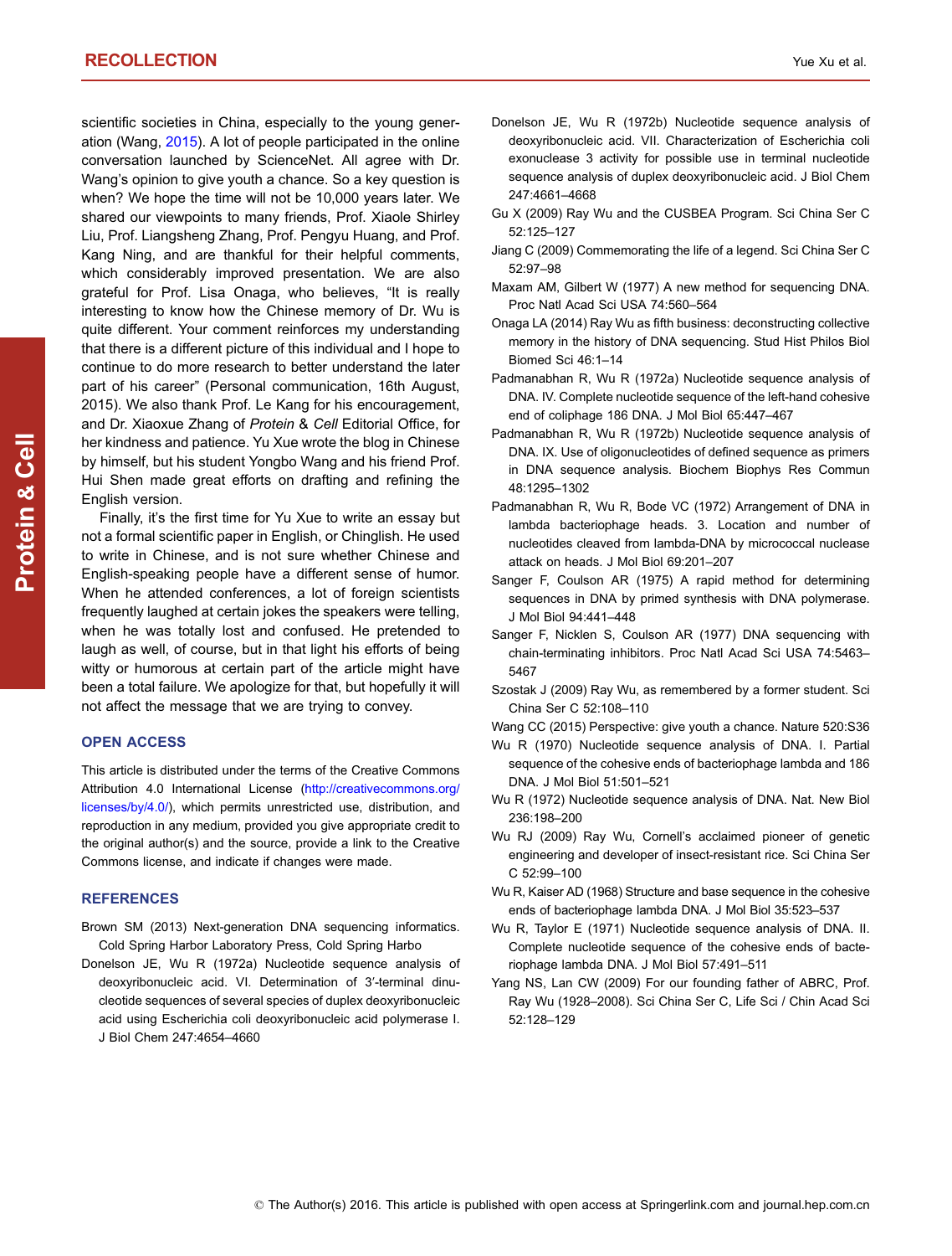scientific societies in China, especially to the young generation (Wang, 2015). A lot of people participated in the online conversation launched by ScienceNet. All agree with Dr. Wang's opinion to give youth a chance. So a key question is when? We hope the time will not be 10,000 years later. We shared our viewpoints to many friends, Prof. Xiaole Shirley Liu, Prof. Liangsheng Zhang, Prof. Pengyu Huang, and Prof. Kang Ning, and are thankful for their helpful comments, which considerably improved presentation. We are also grateful for Prof. Lisa Onaga, who believes, "It is really interesting to know how the Chinese memory of Dr. Wu is quite different. Your comment reinforces my understanding that there is a different picture of this individual and I hope to continue to do more research to better understand the later part of his career" (Personal communication, 16th August, 2015). We also thank Prof. Le Kang for his encouragement, and Dr. Xiaoxue Zhang of *Protein* & *Cell* Editorial Office, for her kindness and patience. Yu Xue wrote the blog in Chinese by himself, but his student Yongbo Wang and his friend Prof. Hui Shen made great efforts on drafting and refining the English version.

Finally, it's the first time for Yu Xue to write an essay but not a formal scientific paper in English, or Chinglish. He used to write in Chinese, and is not sure whether Chinese and English-speaking people have a different sense of humor. When he attended conferences, a lot of foreign scientists frequently laughed at certain jokes the speakers were telling, when he was totally lost and confused. He pretended to laugh as well, of course, but in that light his efforts of being witty or humorous at certain part of the article might have been a total failure. We apologize for that, but hopefully it will not affect the message that we are trying to convey.

## OPEN ACCESS

This article is distributed under the terms of the Creative Commons Attribution 4.0 International License (http://creativecommons.org/licenses/by/4.0/), which permits unrestricted use, distribution, and reproduction in any medium, provided you give appropriate credit to the original author(s) and the source, provide a link to the Creative Commons license, and indicate if changes were made.

## REFERENCES

Brown SM (2013) Next-generation DNA sequencing informatics. Cold Spring Harbor Laboratory Press, Cold Spring Harbo

Donelson JE, Wu R (1972a) Nucleotide sequence analysis of deoxyribonucleic acid. VI. Determination of 3′-terminal dinucleotide sequences of several species of duplex deoxyribonucleic acid using Escherichia coli deoxyribonucleic acid polymerase I. J Biol Chem 247:4654–4660

Donelson JE, Wu R (1972b) Nucleotide sequence analysis of deoxyribonucleic acid. VII. Characterization of Escherichia coli exonuclease 3 activity for possible use in terminal nucleotide sequence analysis of duplex deoxyribonucleic acid. J Biol Chem 247:4661–4668

Gu X (2009) Ray Wu and the CUSBEA Program. Sci China Ser C 52:125–127

Jiang C (2009) Commemorating the life of a legend. Sci China Ser C 52:97–98

Maxam AM, Gilbert W (1977) A new method for sequencing DNA. Proc Natl Acad Sci USA 74:560–564

Onaga LA (2014) Ray Wu as fifth business: deconstructing collective memory in the history of DNA sequencing. Stud Hist Philos Biol Biomed Sci 46:1–14

Padmanabhan R, Wu R (1972a) Nucleotide sequence analysis of DNA. IV. Complete nucleotide sequence of the left-hand cohesive end of coliphage 186 DNA. J Mol Biol 65:447–467

Padmanabhan R, Wu R (1972b) Nucleotide sequence analysis of DNA. IX. Use of oligonucleotides of defined sequence as primers in DNA sequence analysis. Biochem Biophys Res Commun 48:1295–1302

Padmanabhan R, Wu R, Bode VC (1972) Arrangement of DNA in lambda bacteriophage heads. 3. Location and number of nucleotides cleaved from lambda-DNA by micrococcal nuclease attack on heads. J Mol Biol 69:201–207

Sanger F, Coulson AR (1975) A rapid method for determining sequences in DNA by primed synthesis with DNA polymerase. J Mol Biol 94:441–448

Sanger F, Nicklen S, Coulson AR (1977) DNA sequencing with chain-terminating inhibitors. Proc Natl Acad Sci USA 74:5463–5467

Szostak J (2009) Ray Wu, as remembered by a former student. Sci China Ser C 52:108–110

Wang CC (2015) Perspective: give youth a chance. Nature 520:S36

Wu R (1970) Nucleotide sequence analysis of DNA. I. Partial sequence of the cohesive ends of bacteriophage lambda and 186 DNA. J Mol Biol 51:501–521

Wu R (1972) Nucleotide sequence analysis of DNA. Nat. New Biol 236:198–200

Wu RJ (2009) Ray Wu, Cornell's acclaimed pioneer of genetic engineering and developer of insect-resistant rice. Sci China Ser C 52:99–100

Wu R, Kaiser AD (1968) Structure and base sequence in the cohesive ends of bacteriophage lambda DNA. J Mol Biol 35:523–537

Wu R, Taylor E (1971) Nucleotide sequence analysis of DNA. II. Complete nucleotide sequence of the cohesive ends of bacteriophage lambda DNA. J Mol Biol 57:491–511

Yang NS, Lan CW (2009) For our founding father of ABRC, Prof. Ray Wu (1928–2008). Sci China Ser C, Life Sci / Chin Acad Sci 52:128–129